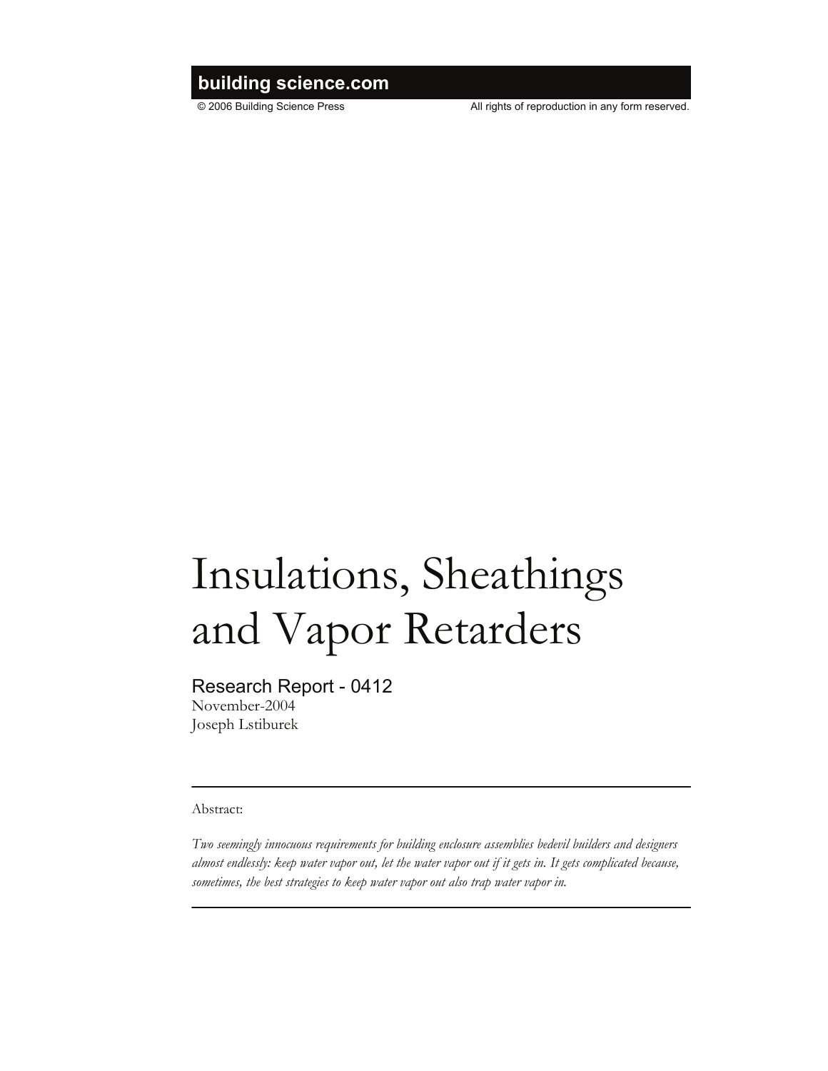building science.com

© 2006 Building Science Press All rights of reproduction in any form reserved.

# Insulations, Sheathings and Vapor Retarders

## Research Report - 0412

November-2004
Joseph Lstiburek

---

Abstract:

*Two seemingly innocuous requirements for building enclosure assemblies bedevil builders and designers almost endlessly: keep water vapor out, let the water vapor out if it gets in. It gets complicated because, sometimes, the best strategies to keep water vapor out also trap water vapor in.*

---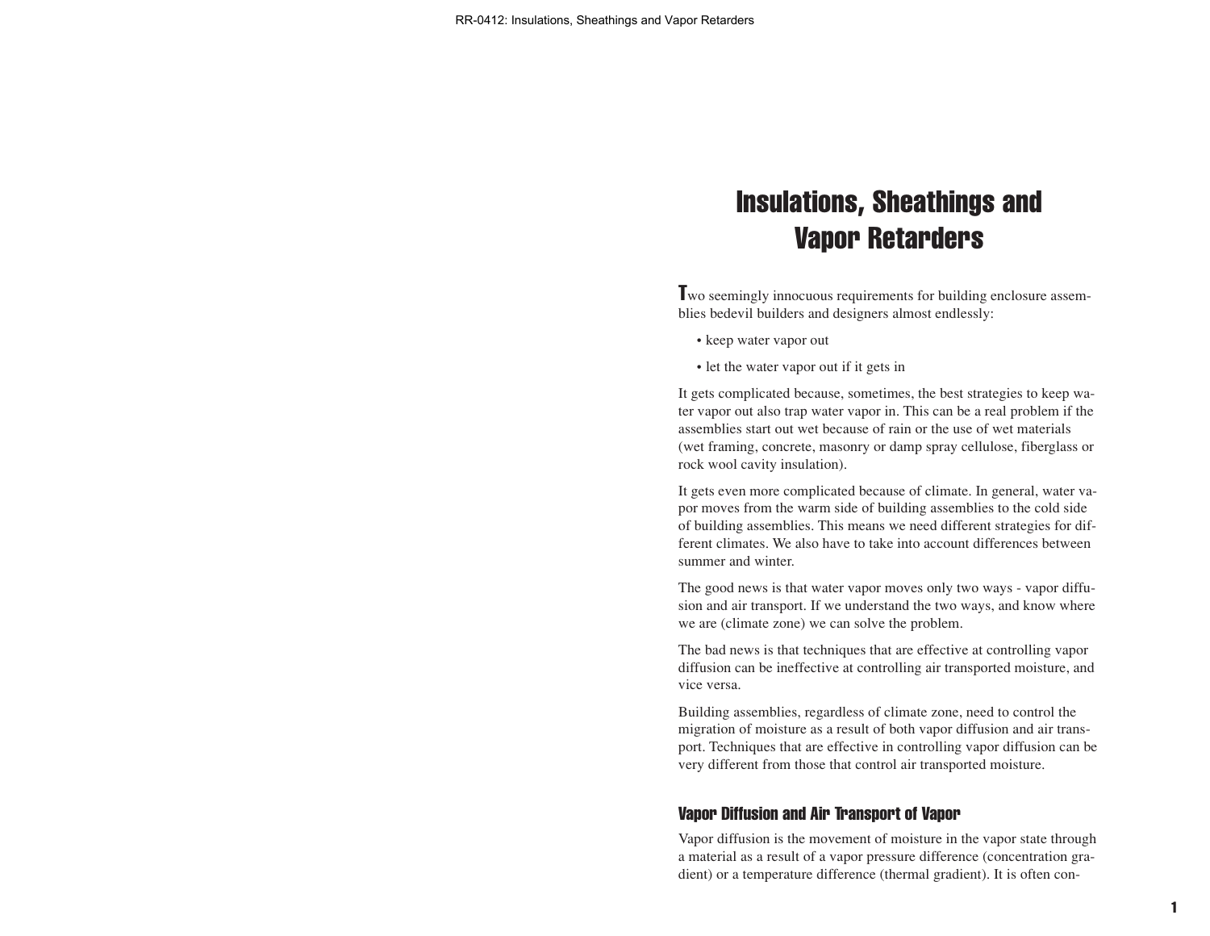# Insulations, Sheathings and Vapor Retarders

Two seemingly innocuous requirements for building enclosure assemblies bedevil builders and designers almost endlessly:

- keep water vapor out
- let the water vapor out if it gets in

It gets complicated because, sometimes, the best strategies to keep water vapor out also trap water vapor in. This can be a real problem if the assemblies start out wet because of rain or the use of wet materials (wet framing, concrete, masonry or damp spray cellulose, fiberglass or rock wool cavity insulation).

It gets even more complicated because of climate. In general, water vapor moves from the warm side of building assemblies to the cold side of building assemblies. This means we need different strategies for different climates. We also have to take into account differences between summer and winter.

The good news is that water vapor moves only two ways - vapor diffusion and air transport. If we understand the two ways, and know where we are (climate zone) we can solve the problem.

The bad news is that techniques that are effective at controlling vapor diffusion can be ineffective at controlling air transported moisture, and vice versa.

Building assemblies, regardless of climate zone, need to control the migration of moisture as a result of both vapor diffusion and air transport. Techniques that are effective in controlling vapor diffusion can be very different from those that control air transported moisture.

## Vapor Diffusion and Air Transport of Vapor

Vapor diffusion is the movement of moisture in the vapor state through a material as a result of a vapor pressure difference (concentration gradient) or a temperature difference (thermal gradient). It is often con-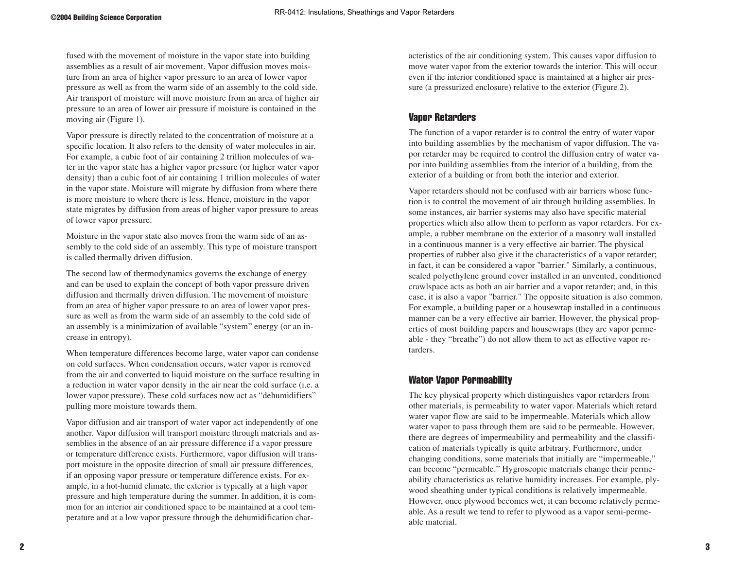fused with the movement of moisture in the vapor state into building assemblies as a result of air movement. Vapor diffusion moves moisture from an area of higher vapor pressure to an area of lower vapor pressure as well as from the warm side of an assembly to the cold side. Air transport of moisture will move moisture from an area of higher air pressure to an area of lower air pressure if moisture is contained in the moving air (Figure 1).

Vapor pressure is directly related to the concentration of moisture at a specific location. It also refers to the density of water molecules in air. For example, a cubic foot of air containing 2 trillion molecules of water in the vapor state has a higher vapor pressure (or higher water vapor density) than a cubic foot of air containing 1 trillion molecules of water in the vapor state. Moisture will migrate by diffusion from where there is more moisture to where there is less. Hence, moisture in the vapor state migrates by diffusion from areas of higher vapor pressure to areas of lower vapor pressure.

Moisture in the vapor state also moves from the warm side of an assembly to the cold side of an assembly. This type of moisture transport is called thermally driven diffusion.

The second law of thermodynamics governs the exchange of energy and can be used to explain the concept of both vapor pressure driven diffusion and thermally driven diffusion. The movement of moisture from an area of higher vapor pressure to an area of lower vapor pressure as well as from the warm side of an assembly to the cold side of an assembly is a minimization of available "system" energy (or an increase in entropy).

When temperature differences become large, water vapor can condense on cold surfaces. When condensation occurs, water vapor is removed from the air and converted to liquid moisture on the surface resulting in a reduction in water vapor density in the air near the cold surface (i.e. a lower vapor pressure). These cold surfaces now act as "dehumidifiers" pulling more moisture towards them.

Vapor diffusion and air transport of water vapor act independently of one another. Vapor diffusion will transport moisture through materials and assemblies in the absence of an air pressure difference if a vapor pressure or temperature difference exists. Furthermore, vapor diffusion will transport moisture in the opposite direction of small air pressure differences, if an opposing vapor pressure or temperature difference exists. For example, in a hot-humid climate, the exterior is typically at a high vapor pressure and high temperature during the summer. In addition, it is common for an interior air conditioned space to be maintained at a cool temperature and at a low vapor pressure through the dehumidification characteristics of the air conditioning system. This causes vapor diffusion to move water vapor from the exterior towards the interior. This will occur even if the interior conditioned space is maintained at a higher air pressure (a pressurized enclosure) relative to the exterior (Figure 2).

## Vapor Retarders

The function of a vapor retarder is to control the entry of water vapor into building assemblies by the mechanism of vapor diffusion. The vapor retarder may be required to control the diffusion entry of water vapor into building assemblies from the interior of a building, from the exterior of a building or from both the interior and exterior.

Vapor retarders should not be confused with air barriers whose function is to control the movement of air through building assemblies. In some instances, air barrier systems may also have specific material properties which also allow them to perform as vapor retarders. For example, a rubber membrane on the exterior of a masonry wall installed in a continuous manner is a very effective air barrier. The physical properties of rubber also give it the characteristics of a vapor retarder; in fact, it can be considered a vapor "barrier." Similarly, a continuous, sealed polyethylene ground cover installed in an unvented, conditioned crawlspace acts as both an air barrier and a vapor retarder; and, in this case, it is also a vapor "barrier." The opposite situation is also common. For example, a building paper or a housewrap installed in a continuous manner can be a very effective air barrier. However, the physical properties of most building papers and housewraps (they are vapor permeable - they "breathe") do not allow them to act as effective vapor retarders.

## Water Vapor Permeability

The key physical property which distinguishes vapor retarders from other materials, is permeability to water vapor. Materials which retard water vapor flow are said to be impermeable. Materials which allow water vapor to pass through them are said to be permeable. However, there are degrees of impermeability and permeability and the classification of materials typically is quite arbitrary. Furthermore, under changing conditions, some materials that initially are "impermeable," can become "permeable." Hygroscopic materials change their permeability characteristics as relative humidity increases. For example, plywood sheathing under typical conditions is relatively impermeable. However, once plywood becomes wet, it can become relatively permeable. As a result we tend to refer to plywood as a vapor semi-permeable material.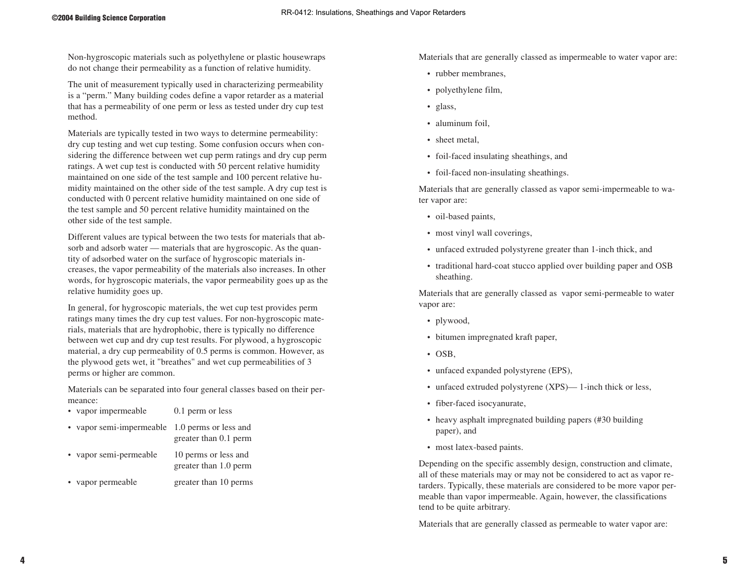Non-hygroscopic materials such as polyethylene or plastic housewraps do not change their permeability as a function of relative humidity.

The unit of measurement typically used in characterizing permeability is a "perm." Many building codes define a vapor retarder as a material that has a permeability of one perm or less as tested under dry cup test method.

Materials are typically tested in two ways to determine permeability: dry cup testing and wet cup testing. Some confusion occurs when considering the difference between wet cup perm ratings and dry cup perm ratings. A wet cup test is conducted with 50 percent relative humidity maintained on one side of the test sample and 100 percent relative humidity maintained on the other side of the test sample. A dry cup test is conducted with 0 percent relative humidity maintained on one side of the test sample and 50 percent relative humidity maintained on the other side of the test sample.

Different values are typical between the two tests for materials that absorb and adsorb water — materials that are hygroscopic. As the quantity of adsorbed water on the surface of hygroscopic materials increases, the vapor permeability of the materials also increases. In other words, for hygroscopic materials, the vapor permeability goes up as the relative humidity goes up.

In general, for hygroscopic materials, the wet cup test provides perm ratings many times the dry cup test values. For non-hygroscopic materials, materials that are hydrophobic, there is typically no difference between wet cup and dry cup test results. For plywood, a hygroscopic material, a dry cup permeability of 0.5 perms is common. However, as the plywood gets wet, it "breathes" and wet cup permeabilities of 3 perms or higher are common.

Materials can be separated into four general classes based on their permeance:

| Class | Permeance |
| --- | --- |
| vapor impermeable | 0.1 perm or less |
| vapor semi-impermeable | 1.0 perms or less and greater than 0.1 perm |
| vapor semi-permeable | 10 perms or less and greater than 1.0 perm |
| vapor permeable | greater than 10 perms |

Materials that are generally classed as impermeable to water vapor are:

- rubber membranes,
- polyethylene film,
- glass,
- aluminum foil,
- sheet metal,
- foil-faced insulating sheathings, and
- foil-faced non-insulating sheathings.

Materials that are generally classed as vapor semi-impermeable to water vapor are:

- oil-based paints,
- most vinyl wall coverings,
- unfaced extruded polystyrene greater than 1-inch thick, and
- traditional hard-coat stucco applied over building paper and OSB sheathing.

Materials that are generally classed as vapor semi-permeable to water vapor are:

- plywood,
- bitumen impregnated kraft paper,
- OSB,
- unfaced expanded polystyrene (EPS),
- unfaced extruded polystyrene (XPS)— 1-inch thick or less,
- fiber-faced isocyanurate,
- heavy asphalt impregnated building papers (#30 building paper), and
- most latex-based paints.

Depending on the specific assembly design, construction and climate, all of these materials may or may not be considered to act as vapor retarders. Typically, these materials are considered to be more vapor permeable than vapor impermeable. Again, however, the classifications tend to be quite arbitrary.

Materials that are generally classed as permeable to water vapor are: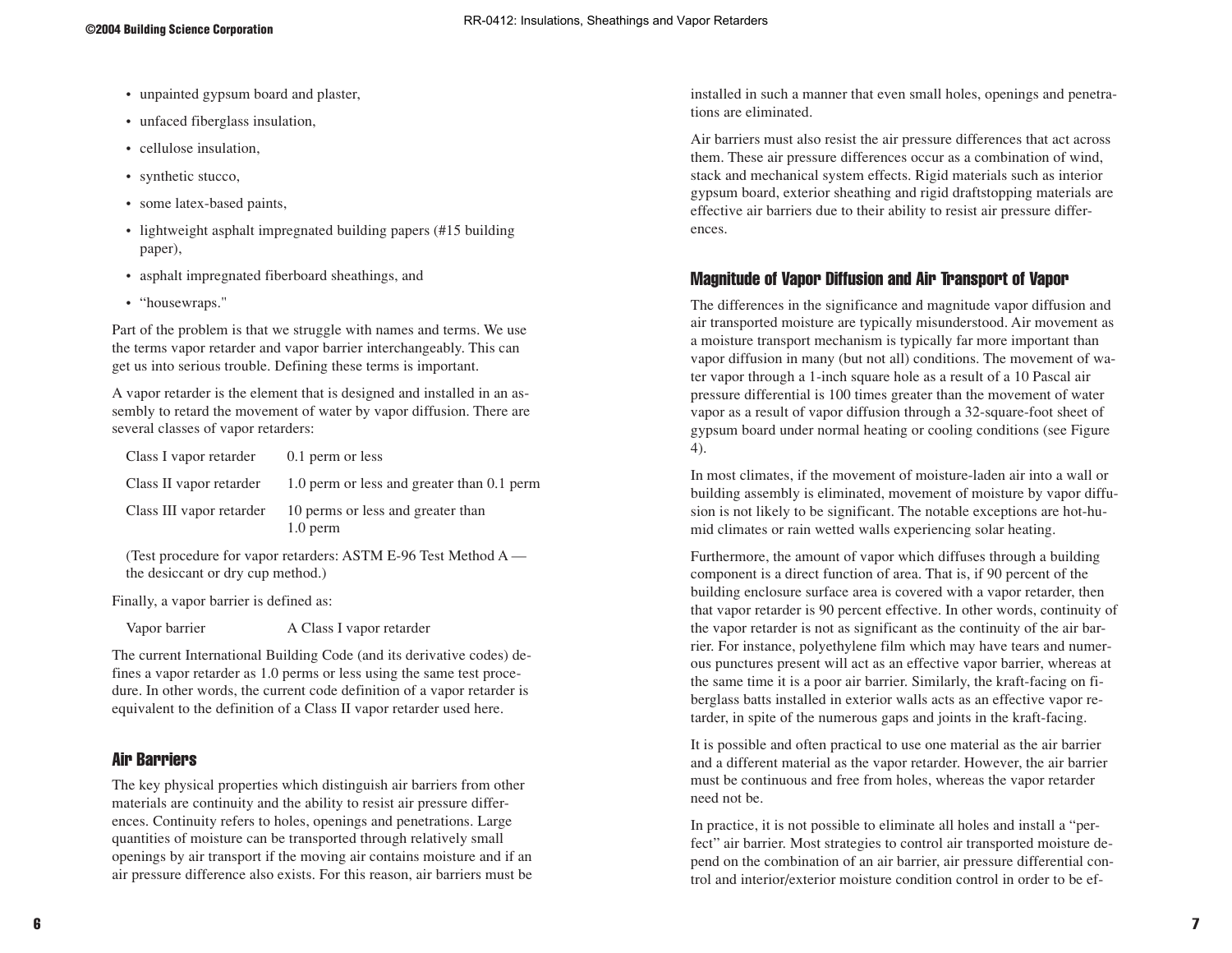- unpainted gypsum board and plaster,
- unfaced fiberglass insulation,
- cellulose insulation,
- synthetic stucco,
- some latex-based paints,
- lightweight asphalt impregnated building papers (#15 building paper),
- asphalt impregnated fiberboard sheathings, and
- "housewraps."

Part of the problem is that we struggle with names and terms. We use the terms vapor retarder and vapor barrier interchangeably. This can get us into serious trouble. Defining these terms is important.

A vapor retarder is the element that is designed and installed in an assembly to retard the movement of water by vapor diffusion. There are several classes of vapor retarders:

| | |
|---|---|
| Class I vapor retarder | 0.1 perm or less |
| Class II vapor retarder | 1.0 perm or less and greater than 0.1 perm |
| Class III vapor retarder | 10 perms or less and greater than 1.0 perm |

(Test procedure for vapor retarders: ASTM E-96 Test Method A — the desiccant or dry cup method.)

Finally, a vapor barrier is defined as:

| | |
|---|---|
| Vapor barrier | A Class I vapor retarder |

The current International Building Code (and its derivative codes) defines a vapor retarder as 1.0 perms or less using the same test procedure. In other words, the current code definition of a vapor retarder is equivalent to the definition of a Class II vapor retarder used here.

## Air Barriers

The key physical properties which distinguish air barriers from other materials are continuity and the ability to resist air pressure differences. Continuity refers to holes, openings and penetrations. Large quantities of moisture can be transported through relatively small openings by air transport if the moving air contains moisture and if an air pressure difference also exists. For this reason, air barriers must be installed in such a manner that even small holes, openings and penetrations are eliminated.

Air barriers must also resist the air pressure differences that act across them. These air pressure differences occur as a combination of wind, stack and mechanical system effects. Rigid materials such as interior gypsum board, exterior sheathing and rigid draftstopping materials are effective air barriers due to their ability to resist air pressure differences.

## Magnitude of Vapor Diffusion and Air Transport of Vapor

The differences in the significance and magnitude vapor diffusion and air transported moisture are typically misunderstood. Air movement as a moisture transport mechanism is typically far more important than vapor diffusion in many (but not all) conditions. The movement of water vapor through a 1-inch square hole as a result of a 10 Pascal air pressure differential is 100 times greater than the movement of water vapor as a result of vapor diffusion through a 32-square-foot sheet of gypsum board under normal heating or cooling conditions (see Figure 4).

In most climates, if the movement of moisture-laden air into a wall or building assembly is eliminated, movement of moisture by vapor diffusion is not likely to be significant. The notable exceptions are hot-humid climates or rain wetted walls experiencing solar heating.

Furthermore, the amount of vapor which diffuses through a building component is a direct function of area. That is, if 90 percent of the building enclosure surface area is covered with a vapor retarder, then that vapor retarder is 90 percent effective. In other words, continuity of the vapor retarder is not as significant as the continuity of the air barrier. For instance, polyethylene film which may have tears and numerous punctures present will act as an effective vapor barrier, whereas at the same time it is a poor air barrier. Similarly, the kraft-facing on fiberglass batts installed in exterior walls acts as an effective vapor retarder, in spite of the numerous gaps and joints in the kraft-facing.

It is possible and often practical to use one material as the air barrier and a different material as the vapor retarder. However, the air barrier must be continuous and free from holes, whereas the vapor retarder need not be.

In practice, it is not possible to eliminate all holes and install a "perfect" air barrier. Most strategies to control air transported moisture depend on the combination of an air barrier, air pressure differential control and interior/exterior moisture condition control in order to be ef-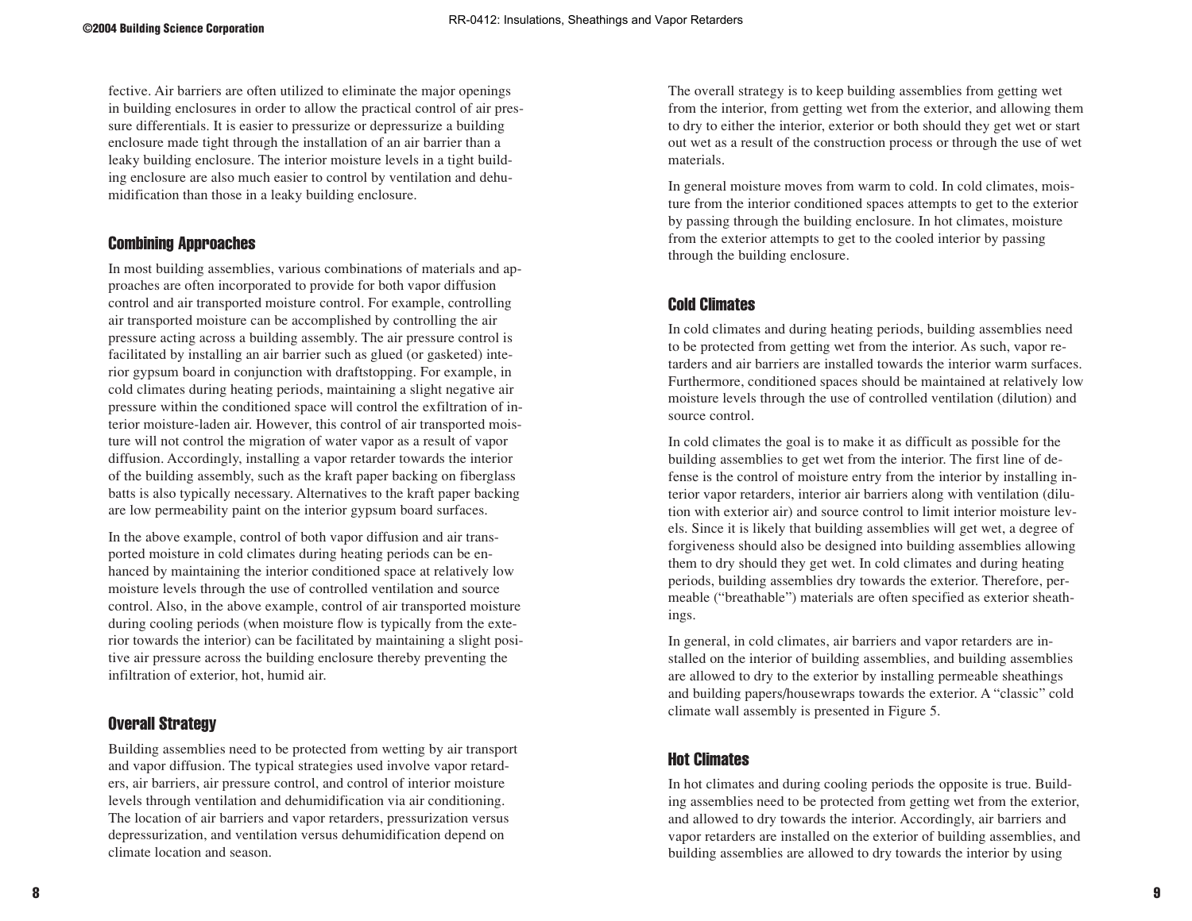fective. Air barriers are often utilized to eliminate the major openings in building enclosures in order to allow the practical control of air pressure differentials. It is easier to pressurize or depressurize a building enclosure made tight through the installation of an air barrier than a leaky building enclosure. The interior moisture levels in a tight building enclosure are also much easier to control by ventilation and dehumidification than those in a leaky building enclosure.

## Combining Approaches

In most building assemblies, various combinations of materials and approaches are often incorporated to provide for both vapor diffusion control and air transported moisture control. For example, controlling air transported moisture can be accomplished by controlling the air pressure acting across a building assembly. The air pressure control is facilitated by installing an air barrier such as glued (or gasketed) interior gypsum board in conjunction with draftstopping. For example, in cold climates during heating periods, maintaining a slight negative air pressure within the conditioned space will control the exfiltration of interior moisture-laden air. However, this control of air transported moisture will not control the migration of water vapor as a result of vapor diffusion. Accordingly, installing a vapor retarder towards the interior of the building assembly, such as the kraft paper backing on fiberglass batts is also typically necessary. Alternatives to the kraft paper backing are low permeability paint on the interior gypsum board surfaces.

In the above example, control of both vapor diffusion and air transported moisture in cold climates during heating periods can be enhanced by maintaining the interior conditioned space at relatively low moisture levels through the use of controlled ventilation and source control. Also, in the above example, control of air transported moisture during cooling periods (when moisture flow is typically from the exterior towards the interior) can be facilitated by maintaining a slight positive air pressure across the building enclosure thereby preventing the infiltration of exterior, hot, humid air.

## Overall Strategy

Building assemblies need to be protected from wetting by air transport and vapor diffusion. The typical strategies used involve vapor retarders, air barriers, air pressure control, and control of interior moisture levels through ventilation and dehumidification via air conditioning. The location of air barriers and vapor retarders, pressurization versus depressurization, and ventilation versus dehumidification depend on climate location and season.

The overall strategy is to keep building assemblies from getting wet from the interior, from getting wet from the exterior, and allowing them to dry to either the interior, exterior or both should they get wet or start out wet as a result of the construction process or through the use of wet materials.

In general moisture moves from warm to cold. In cold climates, moisture from the interior conditioned spaces attempts to get to the exterior by passing through the building enclosure. In hot climates, moisture from the exterior attempts to get to the cooled interior by passing through the building enclosure.

## Cold Climates

In cold climates and during heating periods, building assemblies need to be protected from getting wet from the interior. As such, vapor retarders and air barriers are installed towards the interior warm surfaces. Furthermore, conditioned spaces should be maintained at relatively low moisture levels through the use of controlled ventilation (dilution) and source control.

In cold climates the goal is to make it as difficult as possible for the building assemblies to get wet from the interior. The first line of defense is the control of moisture entry from the interior by installing interior vapor retarders, interior air barriers along with ventilation (dilution with exterior air) and source control to limit interior moisture levels. Since it is likely that building assemblies will get wet, a degree of forgiveness should also be designed into building assemblies allowing them to dry should they get wet. In cold climates and during heating periods, building assemblies dry towards the exterior. Therefore, permeable ("breathable") materials are often specified as exterior sheathings.

In general, in cold climates, air barriers and vapor retarders are installed on the interior of building assemblies, and building assemblies are allowed to dry to the exterior by installing permeable sheathings and building papers/housewraps towards the exterior. A "classic" cold climate wall assembly is presented in Figure 5.

## Hot Climates

In hot climates and during cooling periods the opposite is true. Building assemblies need to be protected from getting wet from the exterior, and allowed to dry towards the interior. Accordingly, air barriers and vapor retarders are installed on the exterior of building assemblies, and building assemblies are allowed to dry towards the interior by using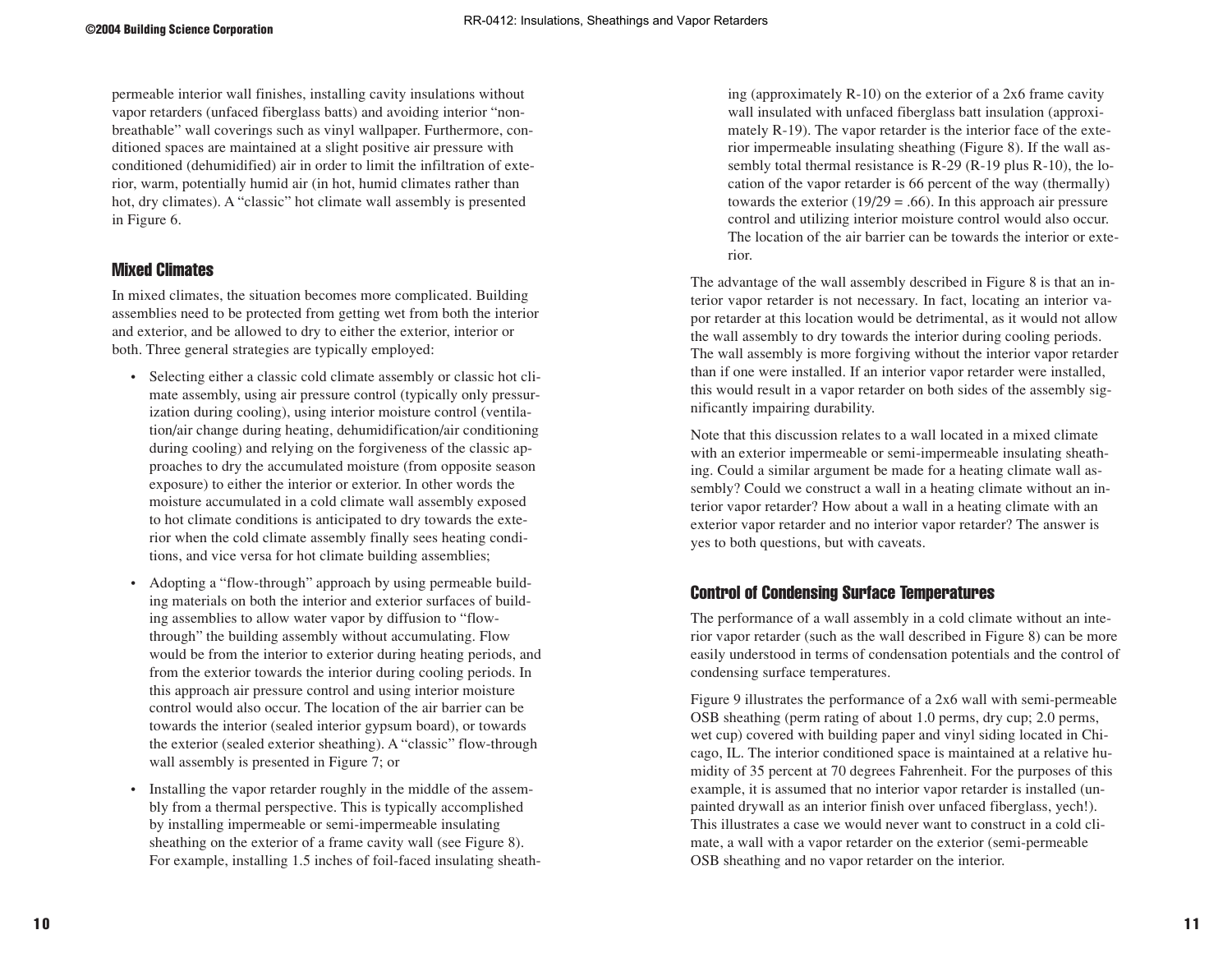permeable interior wall finishes, installing cavity insulations without vapor retarders (unfaced fiberglass batts) and avoiding interior "non-breathable" wall coverings such as vinyl wallpaper. Furthermore, conditioned spaces are maintained at a slight positive air pressure with conditioned (dehumidified) air in order to limit the infiltration of exterior, warm, potentially humid air (in hot, humid climates rather than hot, dry climates). A "classic" hot climate wall assembly is presented in Figure 6.

## Mixed Climates

In mixed climates, the situation becomes more complicated. Building assemblies need to be protected from getting wet from both the interior and exterior, and be allowed to dry to either the exterior, interior or both. Three general strategies are typically employed:

- Selecting either a classic cold climate assembly or classic hot climate assembly, using air pressure control (typically only pressurization during cooling), using interior moisture control (ventilation/air change during heating, dehumidification/air conditioning during cooling) and relying on the forgiveness of the classic approaches to dry the accumulated moisture (from opposite season exposure) to either the interior or exterior. In other words the moisture accumulated in a cold climate wall assembly exposed to hot climate conditions is anticipated to dry towards the exterior when the cold climate assembly finally sees heating conditions, and vice versa for hot climate building assemblies;
- Adopting a "flow-through" approach by using permeable building materials on both the interior and exterior surfaces of building assemblies to allow water vapor by diffusion to "flow-through" the building assembly without accumulating. Flow would be from the interior to exterior during heating periods, and from the exterior towards the interior during cooling periods. In this approach air pressure control and using interior moisture control would also occur. The location of the air barrier can be towards the interior (sealed interior gypsum board), or towards the exterior (sealed exterior sheathing). A "classic" flow-through wall assembly is presented in Figure 7; or
- Installing the vapor retarder roughly in the middle of the assembly from a thermal perspective. This is typically accomplished by installing impermeable or semi-impermeable insulating sheathing on the exterior of a frame cavity wall (see Figure 8). For example, installing 1.5 inches of foil-faced insulating sheathing (approximately R-10) on the exterior of a 2x6 frame cavity wall insulated with unfaced fiberglass batt insulation (approximately R-19). The vapor retarder is the interior face of the exterior impermeable insulating sheathing (Figure 8). If the wall assembly total thermal resistance is R-29 (R-19 plus R-10), the location of the vapor retarder is 66 percent of the way (thermally) towards the exterior (19/29 = .66). In this approach air pressure control and utilizing interior moisture control would also occur. The location of the air barrier can be towards the interior or exterior.

The advantage of the wall assembly described in Figure 8 is that an interior vapor retarder is not necessary. In fact, locating an interior vapor retarder at this location would be detrimental, as it would not allow the wall assembly to dry towards the interior during cooling periods. The wall assembly is more forgiving without the interior vapor retarder than if one were installed. If an interior vapor retarder were installed, this would result in a vapor retarder on both sides of the assembly significantly impairing durability.

Note that this discussion relates to a wall located in a mixed climate with an exterior impermeable or semi-impermeable insulating sheathing. Could a similar argument be made for a heating climate wall assembly? Could we construct a wall in a heating climate without an interior vapor retarder? How about a wall in a heating climate with an exterior vapor retarder and no interior vapor retarder? The answer is yes to both questions, but with caveats.

## Control of Condensing Surface Temperatures

The performance of a wall assembly in a cold climate without an interior vapor retarder (such as the wall described in Figure 8) can be more easily understood in terms of condensation potentials and the control of condensing surface temperatures.

Figure 9 illustrates the performance of a 2x6 wall with semi-permeable OSB sheathing (perm rating of about 1.0 perms, dry cup; 2.0 perms, wet cup) covered with building paper and vinyl siding located in Chicago, IL. The interior conditioned space is maintained at a relative humidity of 35 percent at 70 degrees Fahrenheit. For the purposes of this example, it is assumed that no interior vapor retarder is installed (unpainted drywall as an interior finish over unfaced fiberglass, yech!). This illustrates a case we would never want to construct in a cold climate, a wall with a vapor retarder on the exterior (semi-permeable OSB sheathing and no vapor retarder on the interior.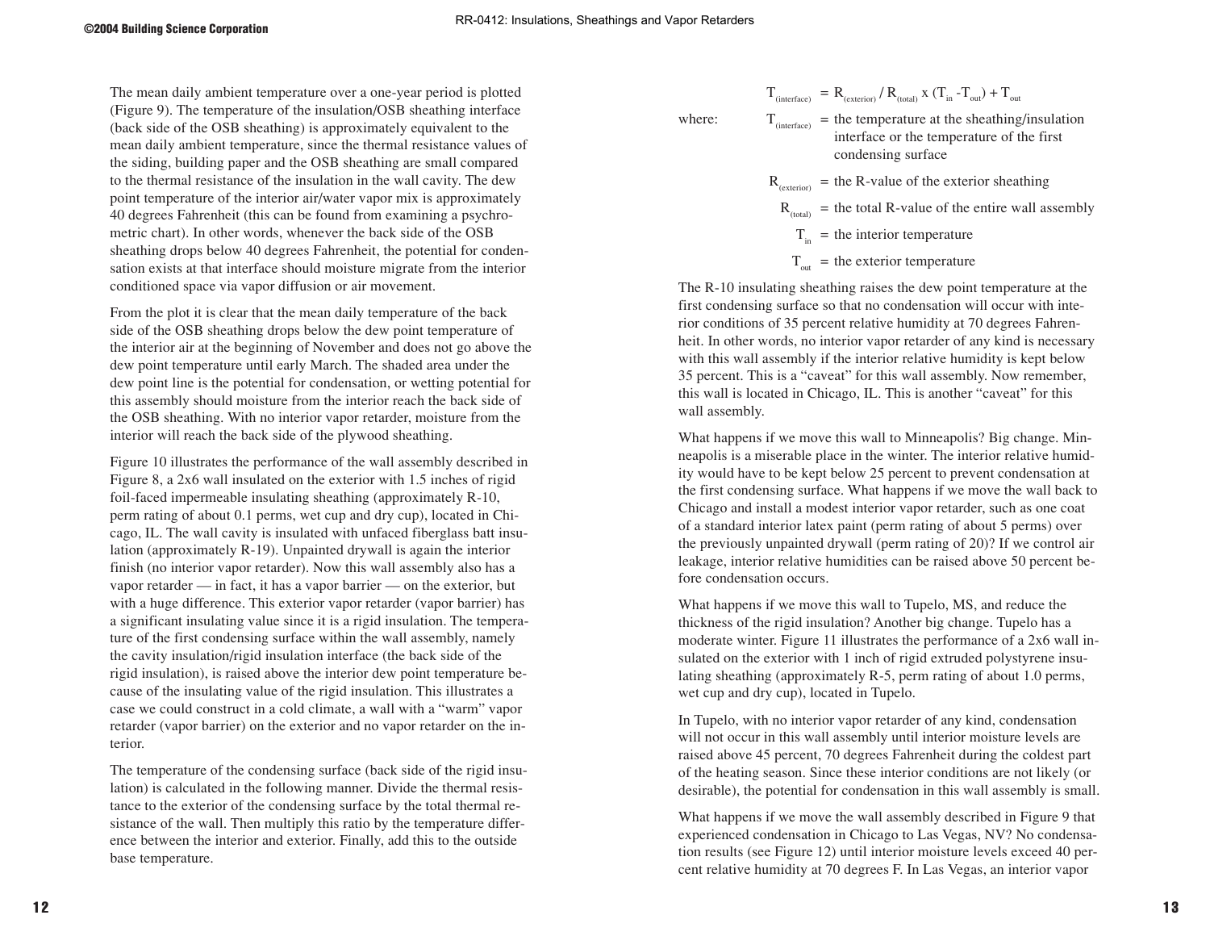The mean daily ambient temperature over a one-year period is plotted (Figure 9). The temperature of the insulation/OSB sheathing interface (back side of the OSB sheathing) is approximately equivalent to the mean daily ambient temperature, since the thermal resistance values of the siding, building paper and the OSB sheathing are small compared to the thermal resistance of the insulation in the wall cavity. The dew point temperature of the interior air/water vapor mix is approximately 40 degrees Fahrenheit (this can be found from examining a psychrometric chart). In other words, whenever the back side of the OSB sheathing drops below 40 degrees Fahrenheit, the potential for condensation exists at that interface should moisture migrate from the interior conditioned space via vapor diffusion or air movement.

From the plot it is clear that the mean daily temperature of the back side of the OSB sheathing drops below the dew point temperature of the interior air at the beginning of November and does not go above the dew point temperature until early March. The shaded area under the dew point line is the potential for condensation, or wetting potential for this assembly should moisture from the interior reach the back side of the OSB sheathing. With no interior vapor retarder, moisture from the interior will reach the back side of the plywood sheathing.

Figure 10 illustrates the performance of the wall assembly described in Figure 8, a 2x6 wall insulated on the exterior with 1.5 inches of rigid foil-faced impermeable insulating sheathing (approximately R-10, perm rating of about 0.1 perms, wet cup and dry cup), located in Chicago, IL. The wall cavity is insulated with unfaced fiberglass batt insulation (approximately R-19). Unpainted drywall is again the interior finish (no interior vapor retarder). Now this wall assembly also has a vapor retarder — in fact, it has a vapor barrier — on the exterior, but with a huge difference. This exterior vapor retarder (vapor barrier) has a significant insulating value since it is a rigid insulation. The temperature of the first condensing surface within the wall assembly, namely the cavity insulation/rigid insulation interface (the back side of the rigid insulation), is raised above the interior dew point temperature because of the insulating value of the rigid insulation. This illustrates a case we could construct in a cold climate, a wall with a "warm" vapor retarder (vapor barrier) on the exterior and no vapor retarder on the interior.

The temperature of the condensing surface (back side of the rigid insulation) is calculated in the following manner. Divide the thermal resistance to the exterior of the condensing surface by the total thermal resistance of the wall. Then multiply this ratio by the temperature difference between the interior and exterior. Finally, add this to the outside base temperature.

$$T_{(interface)} = R_{(exterior)} / R_{(total)} \times (T_{in} - T_{out}) + T_{out}$$

where:

$T_{(interface)}$ = the temperature at the sheathing/insulation interface or the temperature of the first condensing surface

$R_{(exterior)}$ = the R-value of the exterior sheathing

$R_{(total)}$ = the total R-value of the entire wall assembly

$T_{in}$ = the interior temperature

$T_{out}$ = the exterior temperature

The R-10 insulating sheathing raises the dew point temperature at the first condensing surface so that no condensation will occur with interior conditions of 35 percent relative humidity at 70 degrees Fahrenheit. In other words, no interior vapor retarder of any kind is necessary with this wall assembly if the interior relative humidity is kept below 35 percent. This is a "caveat" for this wall assembly. Now remember, this wall is located in Chicago, IL. This is another "caveat" for this wall assembly.

What happens if we move this wall to Minneapolis? Big change. Minneapolis is a miserable place in the winter. The interior relative humidity would have to be kept below 25 percent to prevent condensation at the first condensing surface. What happens if we move the wall back to Chicago and install a modest interior vapor retarder, such as one coat of a standard interior latex paint (perm rating of about 5 perms) over the previously unpainted drywall (perm rating of 20)? If we control air leakage, interior relative humidities can be raised above 50 percent before condensation occurs.

What happens if we move this wall to Tupelo, MS, and reduce the thickness of the rigid insulation? Another big change. Tupelo has a moderate winter. Figure 11 illustrates the performance of a 2x6 wall insulated on the exterior with 1 inch of rigid extruded polystyrene insulating sheathing (approximately R-5, perm rating of about 1.0 perms, wet cup and dry cup), located in Tupelo.

In Tupelo, with no interior vapor retarder of any kind, condensation will not occur in this wall assembly until interior moisture levels are raised above 45 percent, 70 degrees Fahrenheit during the coldest part of the heating season. Since these interior conditions are not likely (or desirable), the potential for condensation in this wall assembly is small.

What happens if we move the wall assembly described in Figure 9 that experienced condensation in Chicago to Las Vegas, NV? No condensation results (see Figure 12) until interior moisture levels exceed 40 percent relative humidity at 70 degrees F. In Las Vegas, an interior vapor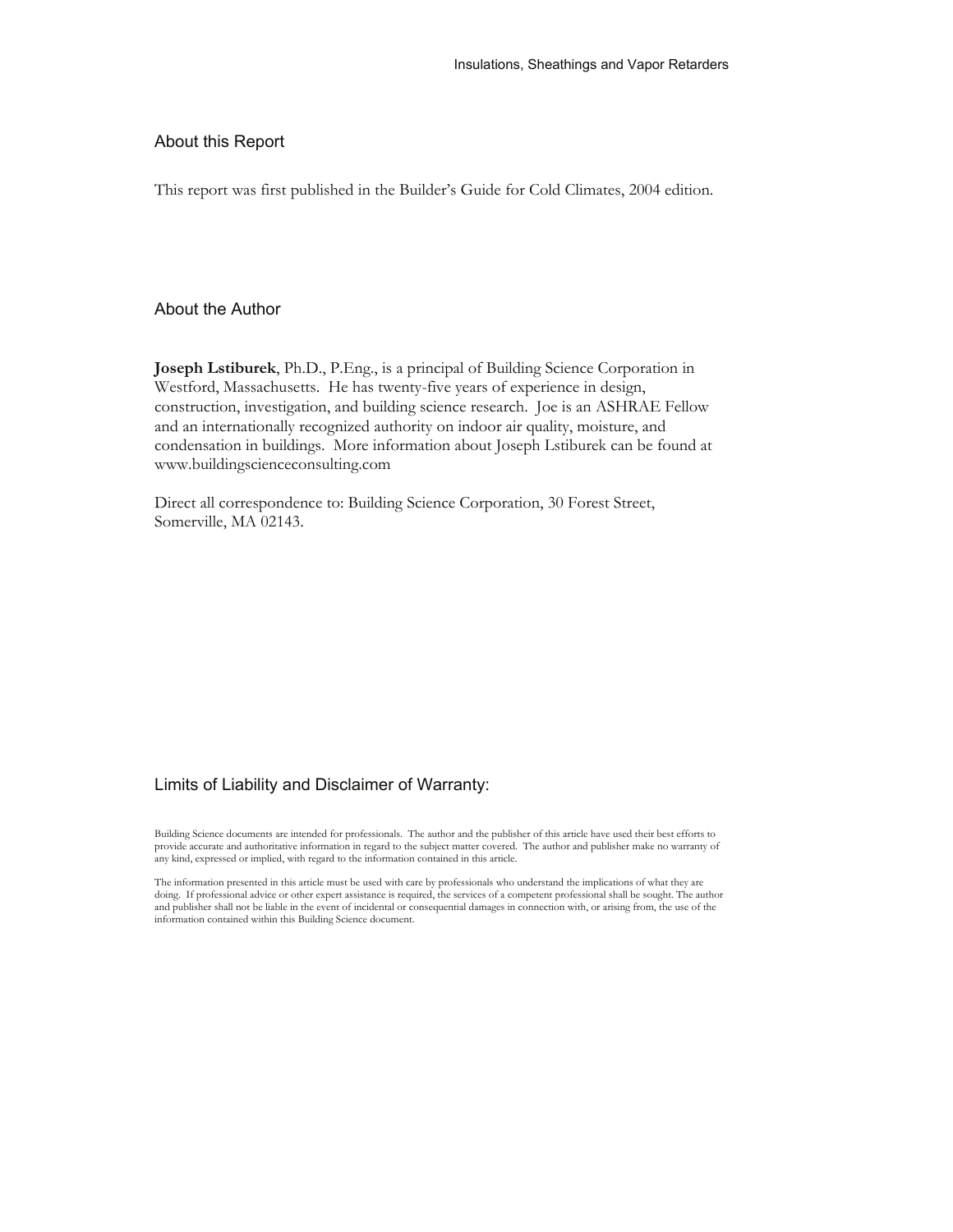## About this Report

This report was first published in the Builder's Guide for Cold Climates, 2004 edition.

## About the Author

**Joseph Lstiburek**, Ph.D., P.Eng., is a principal of Building Science Corporation in Westford, Massachusetts. He has twenty-five years of experience in design, construction, investigation, and building science research. Joe is an ASHRAE Fellow and an internationally recognized authority on indoor air quality, moisture, and condensation in buildings. More information about Joseph Lstiburek can be found at www.buildingscienceconsulting.com

Direct all correspondence to: Building Science Corporation, 30 Forest Street, Somerville, MA 02143.

## Limits of Liability and Disclaimer of Warranty:

Building Science documents are intended for professionals. The author and the publisher of this article have used their best efforts to provide accurate and authoritative information in regard to the subject matter covered. The author and publisher make no warranty of any kind, expressed or implied, with regard to the information contained in this article.

The information presented in this article must be used with care by professionals who understand the implications of what they are doing. If professional advice or other expert assistance is required, the services of a competent professional shall be sought. The author and publisher shall not be liable in the event of incidental or consequential damages in connection with, or arising from, the use of the information contained within this Building Science document.